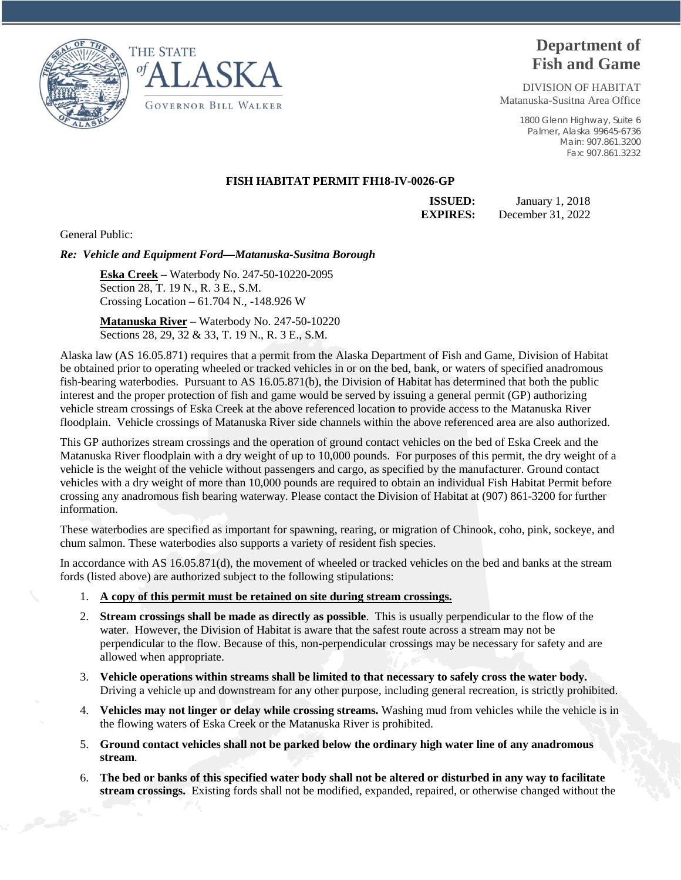THE STATE of ALASKA

GOVERNOR BILL WALKER

# Department of Fish and Game

DIVISION OF HABITAT
Matanuska-Susitna Area Office

1800 Glenn Highway, Suite 6
Palmer, Alaska 99645-6736
Main: 907.861.3200
Fax: 907.861.3232

**FISH HABITAT PERMIT FH18-IV-0026-GP**

**ISSUED:** January 1, 2018
**EXPIRES:** December 31, 2022

General Public:

***Re: Vehicle and Equipment Ford—Matanuska-Susitna Borough***

> **Eska Creek** – Waterbody No. 247-50-10220-2095
> Section 28, T. 19 N., R. 3 E., S.M.
> Crossing Location – 61.704 N., -148.926 W
>
> **Matanuska River** – Waterbody No. 247-50-10220
> Sections 28, 29, 32 & 33, T. 19 N., R. 3 E., S.M.

Alaska law (AS 16.05.871) requires that a permit from the Alaska Department of Fish and Game, Division of Habitat be obtained prior to operating wheeled or tracked vehicles in or on the bed, bank, or waters of specified anadromous fish-bearing waterbodies. Pursuant to AS 16.05.871(b), the Division of Habitat has determined that both the public interest and the proper protection of fish and game would be served by issuing a general permit (GP) authorizing vehicle stream crossings of Eska Creek at the above referenced location to provide access to the Matanuska River floodplain. Vehicle crossings of Matanuska River side channels within the above referenced area are also authorized.

This GP authorizes stream crossings and the operation of ground contact vehicles on the bed of Eska Creek and the Matanuska River floodplain with a dry weight of up to 10,000 pounds. For purposes of this permit, the dry weight of a vehicle is the weight of the vehicle without passengers and cargo, as specified by the manufacturer. Ground contact vehicles with a dry weight of more than 10,000 pounds are required to obtain an individual Fish Habitat Permit before crossing any anadromous fish bearing waterway. Please contact the Division of Habitat at (907) 861-3200 for further information.

These waterbodies are specified as important for spawning, rearing, or migration of Chinook, coho, pink, sockeye, and chum salmon. These waterbodies also supports a variety of resident fish species.

In accordance with AS 16.05.871(d), the movement of wheeled or tracked vehicles on the bed and banks at the stream fords (listed above) are authorized subject to the following stipulations:

1. **A copy of this permit must be retained on site during stream crossings.**
2. **Stream crossings shall be made as directly as possible**. This is usually perpendicular to the flow of the water. However, the Division of Habitat is aware that the safest route across a stream may not be perpendicular to the flow. Because of this, non-perpendicular crossings may be necessary for safety and are allowed when appropriate.
3. **Vehicle operations within streams shall be limited to that necessary to safely cross the water body.** Driving a vehicle up and downstream for any other purpose, including general recreation, is strictly prohibited.
4. **Vehicles may not linger or delay while crossing streams.** Washing mud from vehicles while the vehicle is in the flowing waters of Eska Creek or the Matanuska River is prohibited.
5. **Ground contact vehicles shall not be parked below the ordinary high water line of any anadromous stream**.
6. **The bed or banks of this specified water body shall not be altered or disturbed in any way to facilitate stream crossings.** Existing fords shall not be modified, expanded, repaired, or otherwise changed without the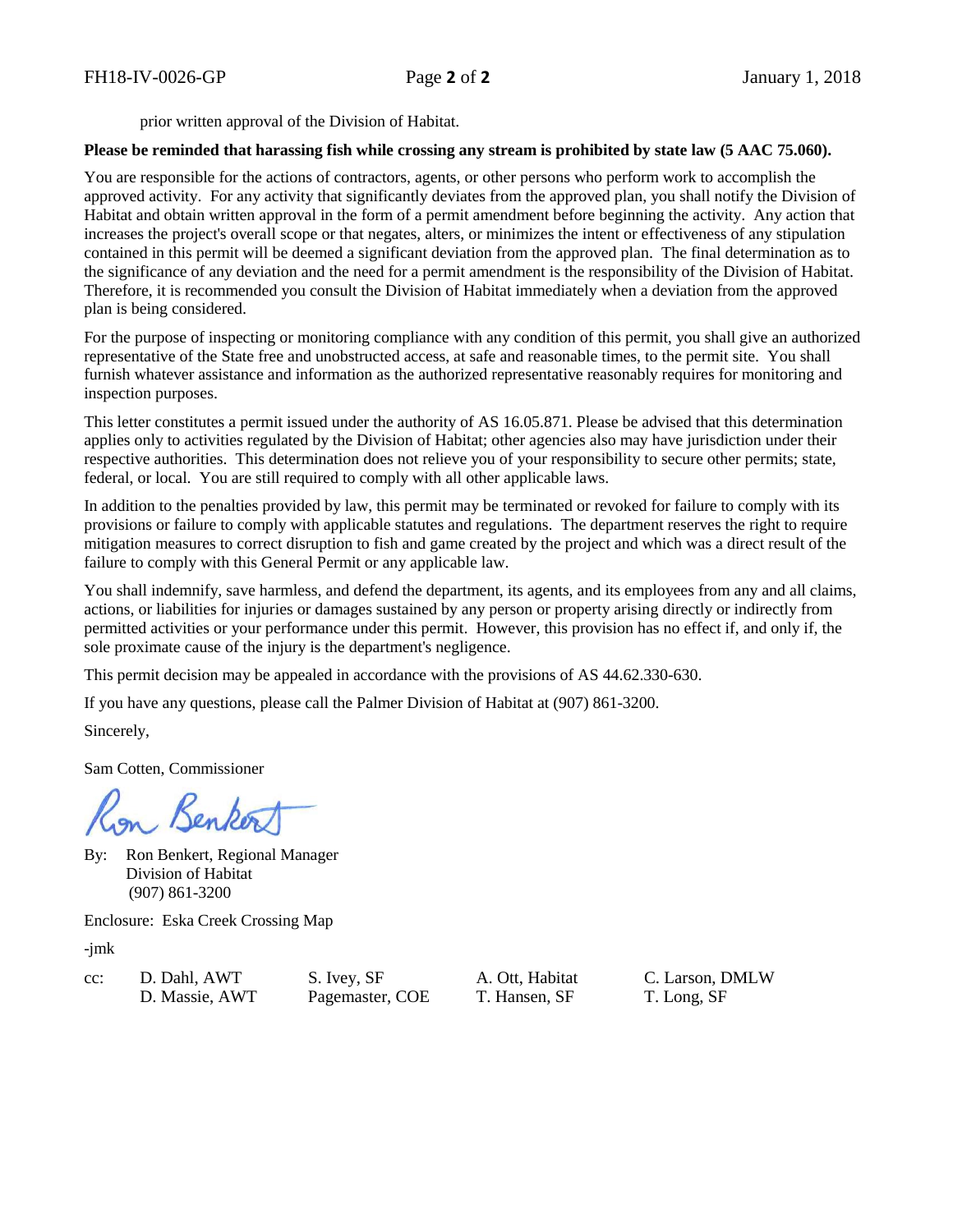prior written approval of the Division of Habitat.

**Please be reminded that harassing fish while crossing any stream is prohibited by state law (5 AAC 75.060).**

You are responsible for the actions of contractors, agents, or other persons who perform work to accomplish the approved activity. For any activity that significantly deviates from the approved plan, you shall notify the Division of Habitat and obtain written approval in the form of a permit amendment before beginning the activity. Any action that increases the project's overall scope or that negates, alters, or minimizes the intent or effectiveness of any stipulation contained in this permit will be deemed a significant deviation from the approved plan. The final determination as to the significance of any deviation and the need for a permit amendment is the responsibility of the Division of Habitat. Therefore, it is recommended you consult the Division of Habitat immediately when a deviation from the approved plan is being considered.

For the purpose of inspecting or monitoring compliance with any condition of this permit, you shall give an authorized representative of the State free and unobstructed access, at safe and reasonable times, to the permit site. You shall furnish whatever assistance and information as the authorized representative reasonably requires for monitoring and inspection purposes.

This letter constitutes a permit issued under the authority of AS 16.05.871. Please be advised that this determination applies only to activities regulated by the Division of Habitat; other agencies also may have jurisdiction under their respective authorities. This determination does not relieve you of your responsibility to secure other permits; state, federal, or local. You are still required to comply with all other applicable laws.

In addition to the penalties provided by law, this permit may be terminated or revoked for failure to comply with its provisions or failure to comply with applicable statutes and regulations. The department reserves the right to require mitigation measures to correct disruption to fish and game created by the project and which was a direct result of the failure to comply with this General Permit or any applicable law.

You shall indemnify, save harmless, and defend the department, its agents, and its employees from any and all claims, actions, or liabilities for injuries or damages sustained by any person or property arising directly or indirectly from permitted activities or your performance under this permit. However, this provision has no effect if, and only if, the sole proximate cause of the injury is the department's negligence.

This permit decision may be appealed in accordance with the provisions of AS 44.62.330-630.

If you have any questions, please call the Palmer Division of Habitat at (907) 861-3200.

Sincerely,

Sam Cotten, Commissioner

By: Ron Benkert, Regional Manager
Division of Habitat
(907) 861-3200

Enclosure: Eska Creek Crossing Map

-jmk

| cc: | | | | |
|---|---|---|---|---|
| | D. Dahl, AWT | S. Ivey, SF | A. Ott, Habitat | C. Larson, DMLW |
| | D. Massie, AWT | Pagemaster, COE | T. Hansen, SF | T. Long, SF |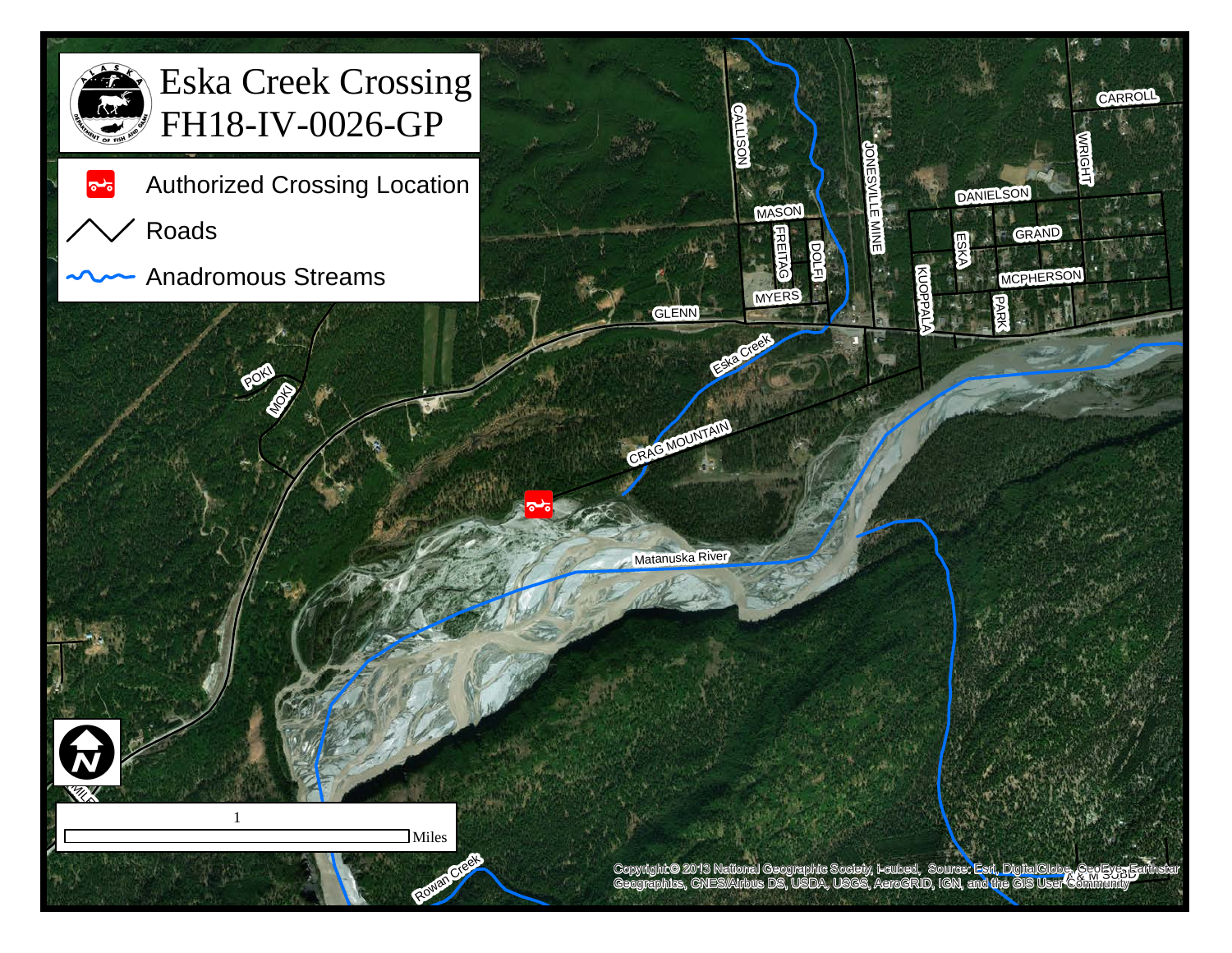# Eska Creek Crossing
# FH18-IV-0026-GP

Authorized Crossing Location

Roads

Anadromous Streams

CALLISON

JONESVILLE MINE

CARROLL

WRIGHT

DANIELSON

MASON

FREITAG

DOLFI

ESKA

GRAND

KUOPPALA

MCPHERSON

MYERS

PARK

GLENN

Eska Creek

POKI

MOKI

CRAG MOUNTAIN

Matanuska River

Rowan Creek

1

Miles

Copyright:© 2013 National Geographic Society, i-cubed, Source: Esri, DigitalGlobe, GeoEye, Earthstar Geographics, CNES/Airbus DS, USDA, USGS, AeroGRID, IGN, and the GIS User Community